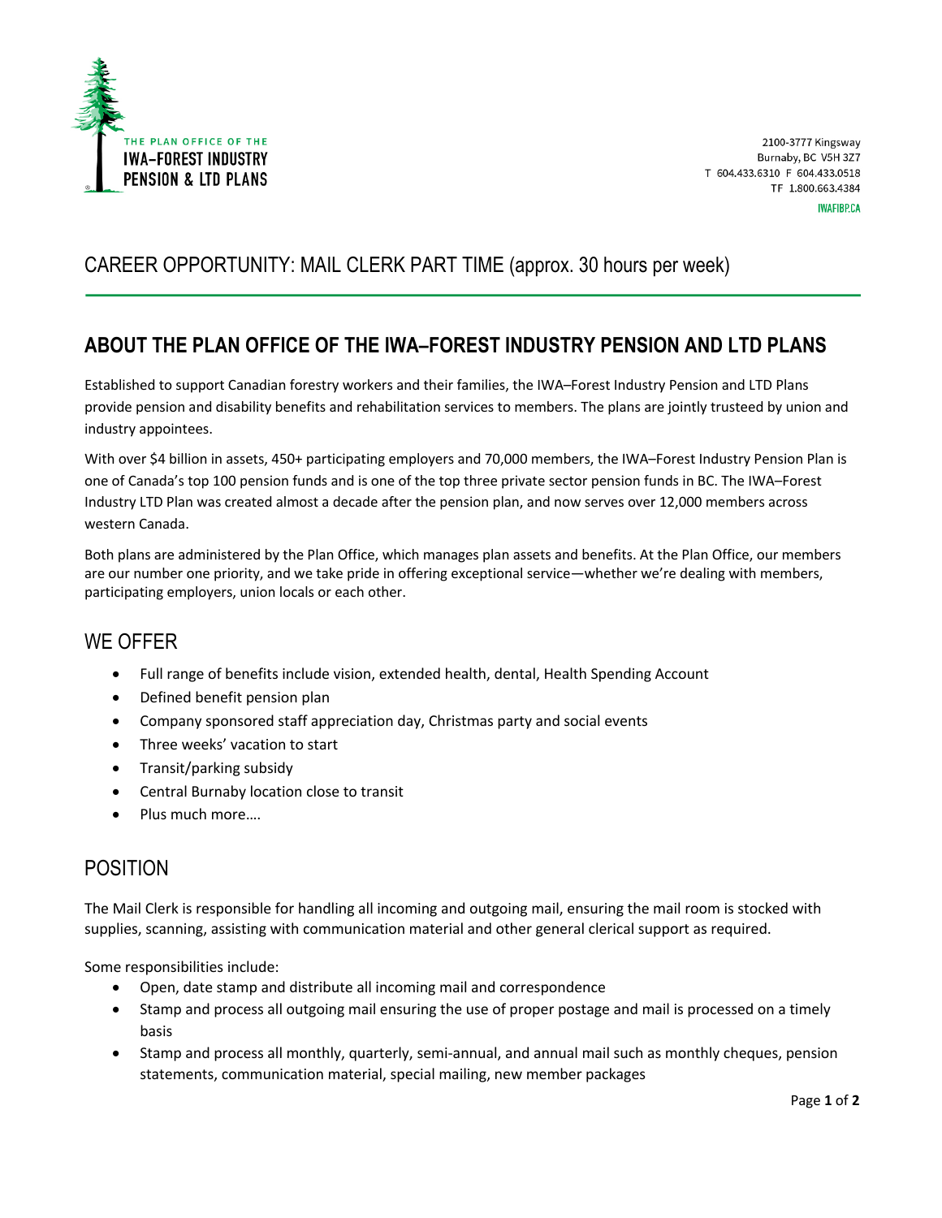THE PLAN OFFICE OF THE
IWA–FOREST INDUSTRY
PENSION & LTD PLANS

2100-3777 Kingsway
Burnaby, BC V5H 3Z7
T 604.433.6310 F 604.433.0518
TF 1.800.663.4384
IWAFIBP.CA

# CAREER OPPORTUNITY: MAIL CLERK PART TIME (approx. 30 hours per week)

## ABOUT THE PLAN OFFICE OF THE IWA–FOREST INDUSTRY PENSION AND LTD PLANS

Established to support Canadian forestry workers and their families, the IWA–Forest Industry Pension and LTD Plans provide pension and disability benefits and rehabilitation services to members. The plans are jointly trusteed by union and industry appointees.

With over $4 billion in assets, 450+ participating employers and 70,000 members, the IWA–Forest Industry Pension Plan is one of Canada's top 100 pension funds and is one of the top three private sector pension funds in BC. The IWA–Forest Industry LTD Plan was created almost a decade after the pension plan, and now serves over 12,000 members across western Canada.

Both plans are administered by the Plan Office, which manages plan assets and benefits. At the Plan Office, our members are our number one priority, and we take pride in offering exceptional service—whether we're dealing with members, participating employers, union locals or each other.

## WE OFFER

- Full range of benefits include vision, extended health, dental, Health Spending Account
- Defined benefit pension plan
- Company sponsored staff appreciation day, Christmas party and social events
- Three weeks' vacation to start
- Transit/parking subsidy
- Central Burnaby location close to transit
- Plus much more….

## POSITION

The Mail Clerk is responsible for handling all incoming and outgoing mail, ensuring the mail room is stocked with supplies, scanning, assisting with communication material and other general clerical support as required.

Some responsibilities include:

- Open, date stamp and distribute all incoming mail and correspondence
- Stamp and process all outgoing mail ensuring the use of proper postage and mail is processed on a timely basis
- Stamp and process all monthly, quarterly, semi-annual, and annual mail such as monthly cheques, pension statements, communication material, special mailing, new member packages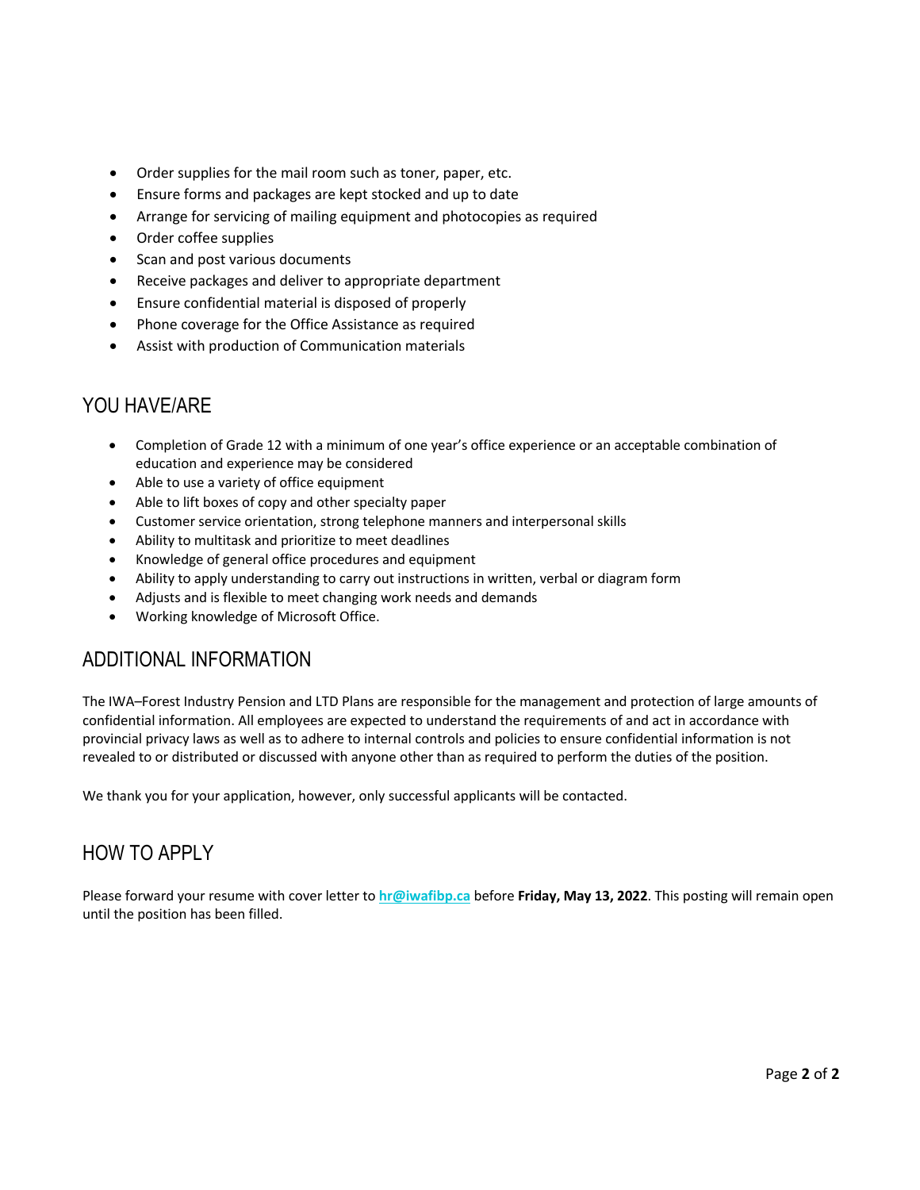- Order supplies for the mail room such as toner, paper, etc.
- Ensure forms and packages are kept stocked and up to date
- Arrange for servicing of mailing equipment and photocopies as required
- Order coffee supplies
- Scan and post various documents
- Receive packages and deliver to appropriate department
- Ensure confidential material is disposed of properly
- Phone coverage for the Office Assistance as required
- Assist with production of Communication materials

## YOU HAVE/ARE

- Completion of Grade 12 with a minimum of one year's office experience or an acceptable combination of education and experience may be considered
- Able to use a variety of office equipment
- Able to lift boxes of copy and other specialty paper
- Customer service orientation, strong telephone manners and interpersonal skills
- Ability to multitask and prioritize to meet deadlines
- Knowledge of general office procedures and equipment
- Ability to apply understanding to carry out instructions in written, verbal or diagram form
- Adjusts and is flexible to meet changing work needs and demands
- Working knowledge of Microsoft Office.

## ADDITIONAL INFORMATION

The IWA–Forest Industry Pension and LTD Plans are responsible for the management and protection of large amounts of confidential information. All employees are expected to understand the requirements of and act in accordance with provincial privacy laws as well as to adhere to internal controls and policies to ensure confidential information is not revealed to or distributed or discussed with anyone other than as required to perform the duties of the position.

We thank you for your application, however, only successful applicants will be contacted.

## HOW TO APPLY

Please forward your resume with cover letter to **hr@iwafibp.ca** before **Friday, May 13, 2022**. This posting will remain open until the position has been filled.